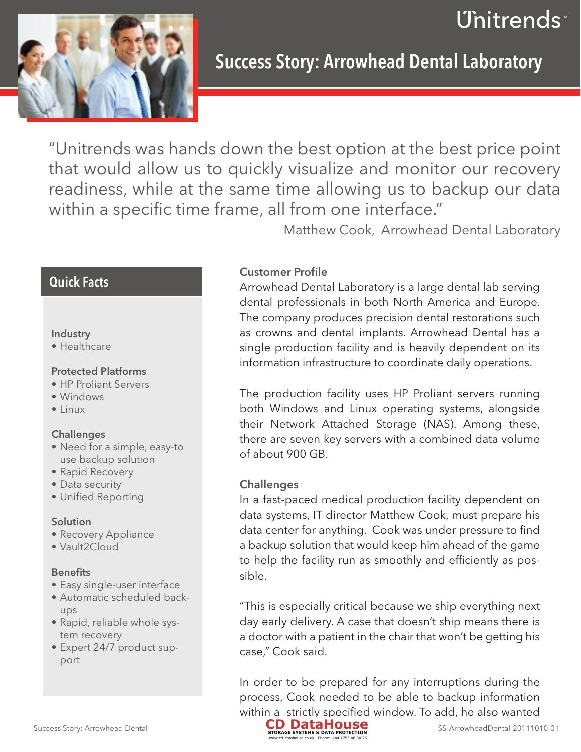Unitrends

# Success Story: Arrowhead Dental Laboratory

"Unitrends was hands down the best option at the best price point that would allow us to quickly visualize and monitor our recovery readiness, while at the same time allowing us to backup our data within a specific time frame, all from one interface."

Matthew Cook, Arrowhead Dental Laboratory

## Quick Facts

**Industry**
- Healthcare

**Protected Platforms**
- HP Proliant Servers
- Windows
- Linux

**Challenges**
- Need for a simple, easy-to use backup solution
- Rapid Recovery
- Data security
- Unified Reporting

**Solution**
- Recovery Appliance
- Vault2Cloud

**Benefits**
- Easy single-user interface
- Automatic scheduled back-ups
- Rapid, reliable whole system recovery
- Expert 24/7 product support

### Customer Profile

Arrowhead Dental Laboratory is a large dental lab serving dental professionals in both North America and Europe. The company produces precision dental restorations such as crowns and dental implants. Arrowhead Dental has a single production facility and is heavily dependent on its information infrastructure to coordinate daily operations.

The production facility uses HP Proliant servers running both Windows and Linux operating systems, alongside their Network Attached Storage (NAS). Among these, there are seven key servers with a combined data volume of about 900 GB.

### Challenges

In a fast-paced medical production facility dependent on data systems, IT director Matthew Cook, must prepare his data center for anything. Cook was under pressure to find a backup solution that would keep him ahead of the game to help the facility run as smoothly and efficiently as possible.

"This is especially critical because we ship everything next day early delivery. A case that doesn't ship means there is a doctor with a patient in the chair that won't be getting his case," Cook said.

In order to be prepared for any interruptions during the process, Cook needed to be able to backup information within a strictly specified window. To add, he also wanted

CD DataHouse
STORAGE SYSTEMS & DATA PROTECTION
www.cd-datahouse.co.uk Phone: +44 1753 46 34 75

SS-ArrowheadDental-20111010-01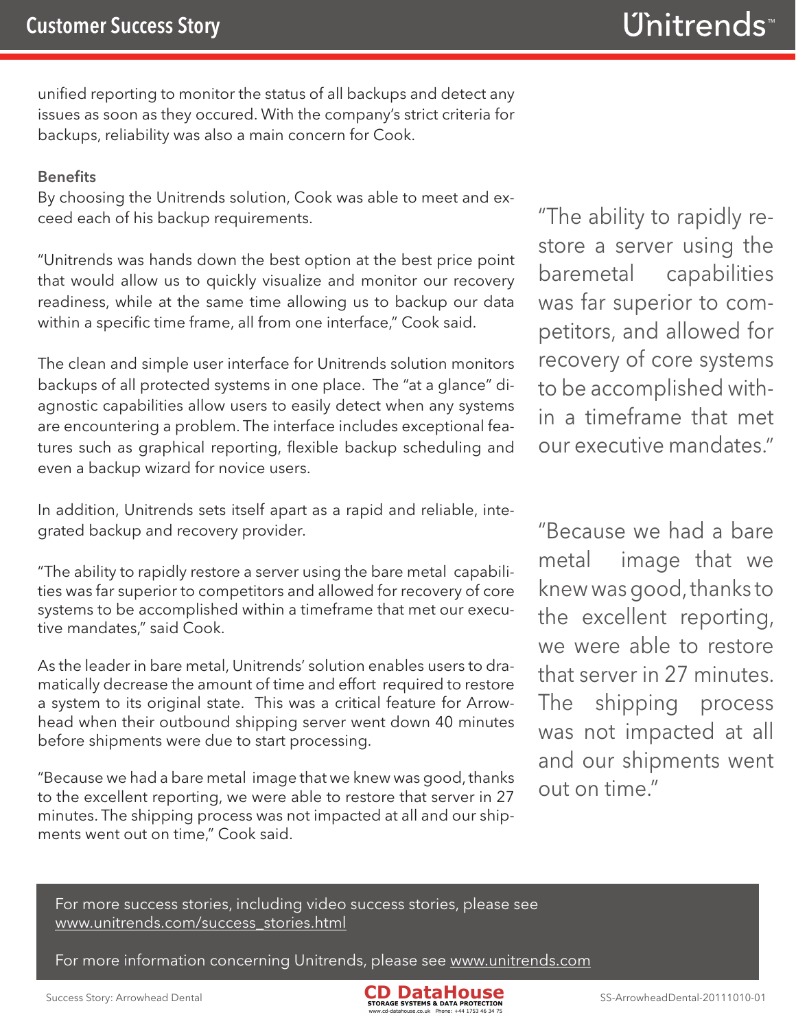unified reporting to monitor the status of all backups and detect any issues as soon as they occured. With the company's strict criteria for backups, reliability was also a main concern for Cook.

### Benefits

By choosing the Unitrends solution, Cook was able to meet and exceed each of his backup requirements.

"Unitrends was hands down the best option at the best price point that would allow us to quickly visualize and monitor our recovery readiness, while at the same time allowing us to backup our data within a specific time frame, all from one interface," Cook said.

The clean and simple user interface for Unitrends solution monitors backups of all protected systems in one place. The "at a glance" diagnostic capabilities allow users to easily detect when any systems are encountering a problem. The interface includes exceptional features such as graphical reporting, flexible backup scheduling and even a backup wizard for novice users.

In addition, Unitrends sets itself apart as a rapid and reliable, integrated backup and recovery provider.

"The ability to rapidly restore a server using the bare metal capabilities was far superior to competitors and allowed for recovery of core systems to be accomplished within a timeframe that met our executive mandates," said Cook.

As the leader in bare metal, Unitrends' solution enables users to dramatically decrease the amount of time and effort required to restore a system to its original state. This was a critical feature for Arrowhead when their outbound shipping server went down 40 minutes before shipments were due to start processing.

"Because we had a bare metal image that we knew was good, thanks to the excellent reporting, we were able to restore that server in 27 minutes. The shipping process was not impacted at all and our shipments went out on time," Cook said.

> "The ability to rapidly restore a server using the baremetal capabilities was far superior to competitors, and allowed for recovery of core systems to be accomplished within a timeframe that met our executive mandates."

> "Because we had a bare metal image that we knew was good, thanks to the excellent reporting, we were able to restore that server in 27 minutes. The shipping process was not impacted at all and our shipments went out on time."

For more success stories, including video success stories, please see www.unitrends.com/success_stories.html

For more information concerning Unitrends, please see www.unitrends.com